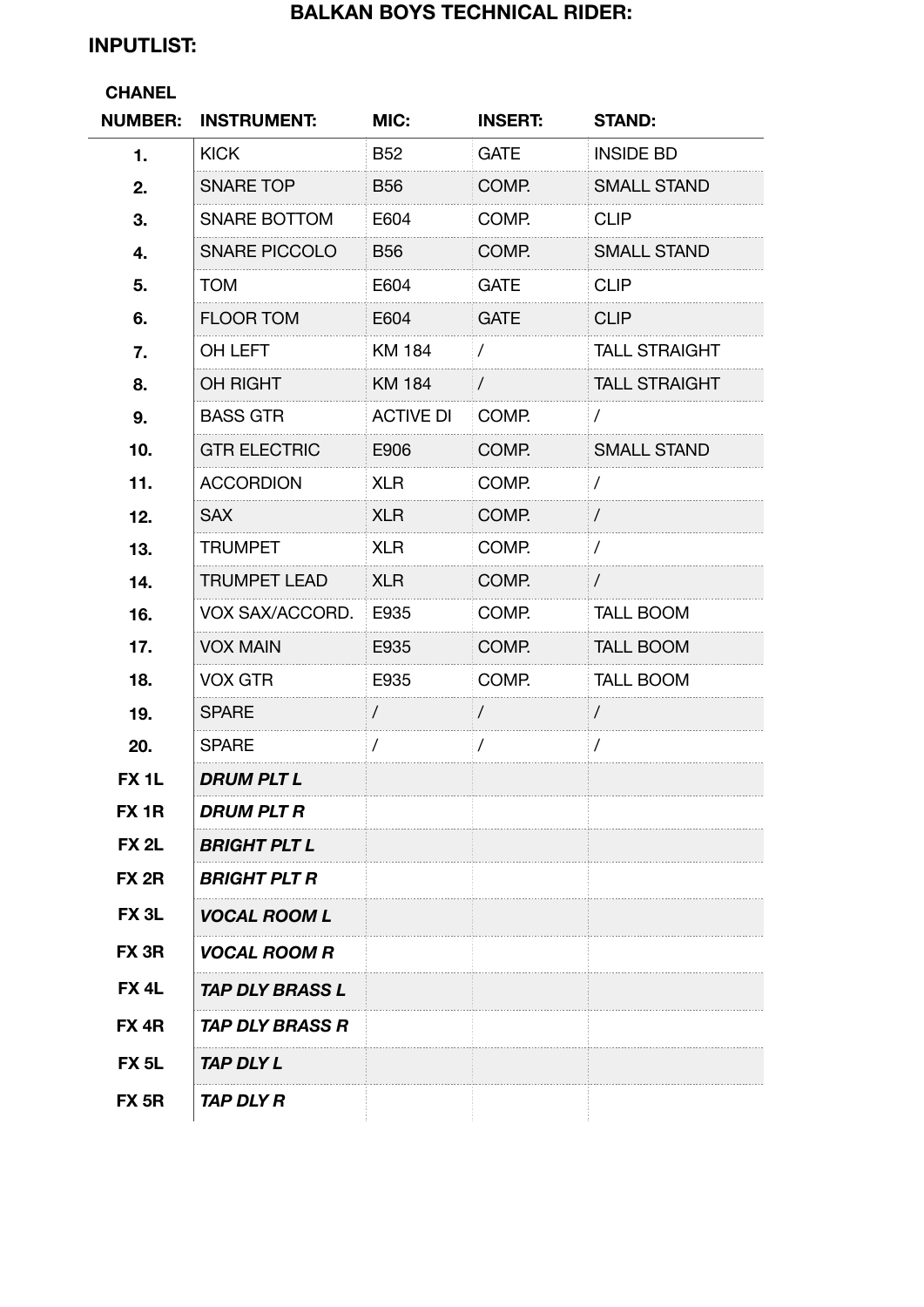# BALKAN BOYS TECHNICAL RIDER:

## INPUTLIST:

| CHANEL NUMBER: | INSTRUMENT: | MIC: | INSERT: | STAND: |
|---|---|---|---|---|
| 1. | KICK | B52 | GATE | INSIDE BD |
| 2. | SNARE TOP | B56 | COMP. | SMALL STAND |
| 3. | SNARE BOTTOM | E604 | COMP. | CLIP |
| 4. | SNARE PICCOLO | B56 | COMP. | SMALL STAND |
| 5. | TOM | E604 | GATE | CLIP |
| 6. | FLOOR TOM | E604 | GATE | CLIP |
| 7. | OH LEFT | KM 184 | / | TALL STRAIGHT |
| 8. | OH RIGHT | KM 184 | / | TALL STRAIGHT |
| 9. | BASS GTR | ACTIVE DI | COMP. | / |
| 10. | GTR ELECTRIC | E906 | COMP. | SMALL STAND |
| 11. | ACCORDION | XLR | COMP. | / |
| 12. | SAX | XLR | COMP. | / |
| 13. | TRUMPET | XLR | COMP. | / |
| 14. | TRUMPET LEAD | XLR | COMP. | / |
| 16. | VOX SAX/ACCORD. | E935 | COMP. | TALL BOOM |
| 17. | VOX MAIN | E935 | COMP. | TALL BOOM |
| 18. | VOX GTR | E935 | COMP. | TALL BOOM |
| 19. | SPARE | / | / | / |
| 20. | SPARE | / | / | / |
| FX 1L | ***DRUM PLT L*** | | | |
| FX 1R | ***DRUM PLT R*** | | | |
| FX 2L | ***BRIGHT PLT L*** | | | |
| FX 2R | ***BRIGHT PLT R*** | | | |
| FX 3L | ***VOCAL ROOM L*** | | | |
| FX 3R | ***VOCAL ROOM R*** | | | |
| FX 4L | ***TAP DLY BRASS L*** | | | |
| FX 4R | ***TAP DLY BRASS R*** | | | |
| FX 5L | ***TAP DLY L*** | | | |
| FX 5R | ***TAP DLY R*** | | | |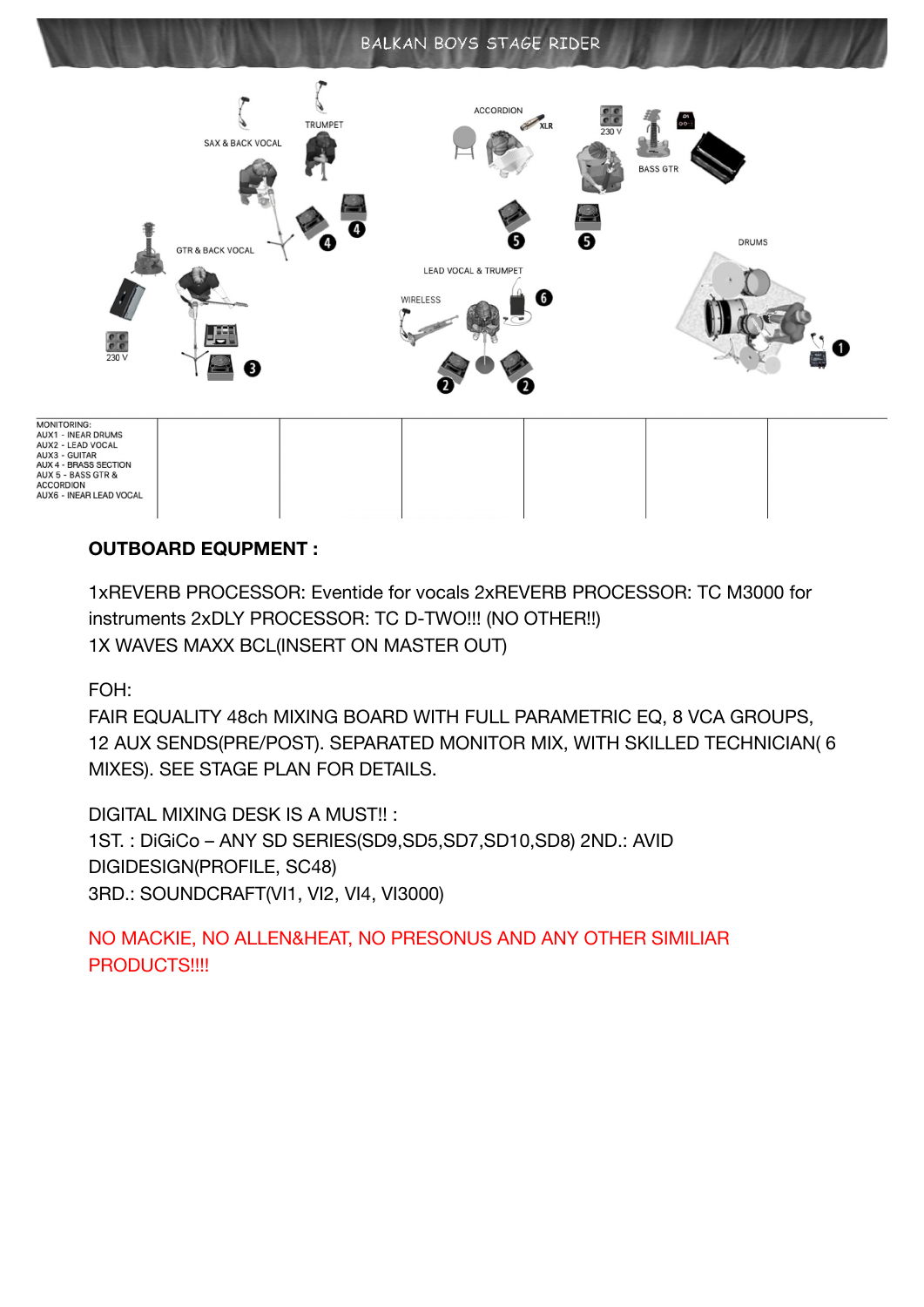# BALKAN BOYS STAGE RIDER

SAX & BACK VOCAL

TRUMPET

ACCORDION

XLR

230 V

BASS GTR

GTR & BACK VOCAL

DRUMS

LEAD VOCAL & TRUMPET

WIRELESS

230 V

| MONITORING: AUX1 - INEAR DRUMS AUX2 - LEAD VOCAL AUX3 - GUITAR AUX 4 - BRASS SECTION AUX 5 - BASS GTR & ACCORDION AUX6 - INEAR LEAD VOCAL | | | | | | |
|---|---|---|---|---|---|---|

**OUTBOARD EQUPMENT :**

1xREVERB PROCESSOR: Eventide for vocals 2xREVERB PROCESSOR: TC M3000 for instruments 2xDLY PROCESSOR: TC D-TWO!!! (NO OTHER!!)
1X WAVES MAXX BCL(INSERT ON MASTER OUT)

FOH:
FAIR EQUALITY 48ch MIXING BOARD WITH FULL PARAMETRIC EQ, 8 VCA GROUPS, 12 AUX SENDS(PRE/POST). SEPARATED MONITOR MIX, WITH SKILLED TECHNICIAN( 6 MIXES). SEE STAGE PLAN FOR DETAILS.

DIGITAL MIXING DESK IS A MUST!! :
1ST. : DiGiCo – ANY SD SERIES(SD9,SD5,SD7,SD10,SD8) 2ND.: AVID DIGIDESIGN(PROFILE, SC48)
3RD.: SOUNDCRAFT(VI1, VI2, VI4, VI3000)

NO MACKIE, NO ALLEN&HEAT, NO PRESONUS AND ANY OTHER SIMILIAR PRODUCTS!!!!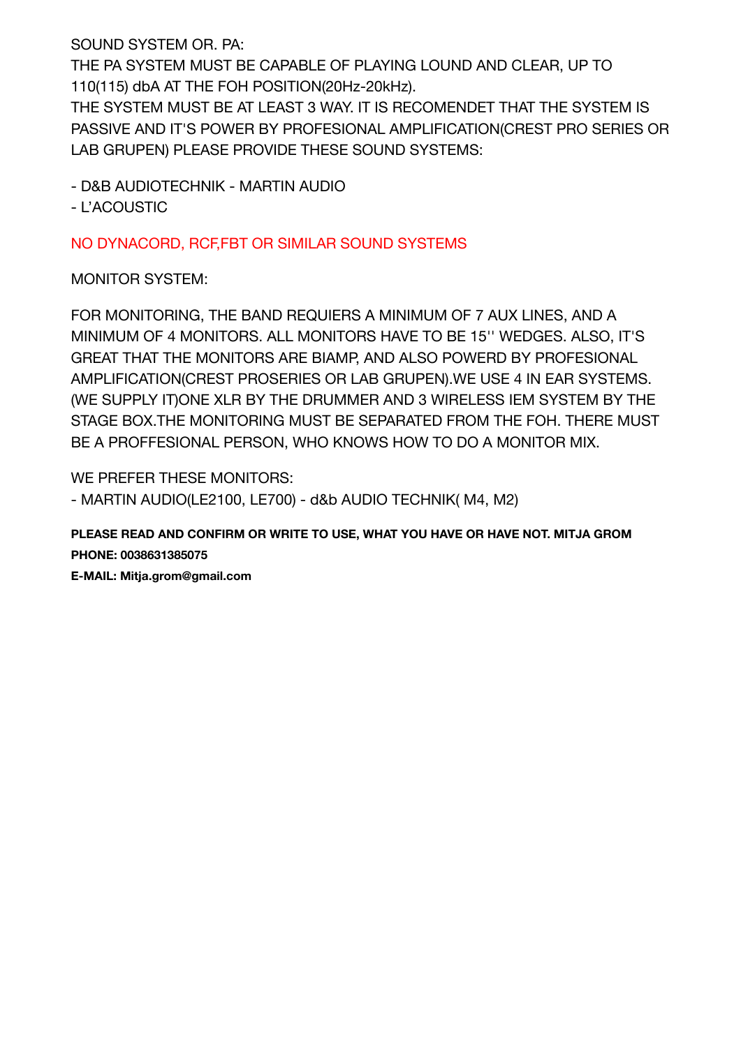SOUND SYSTEM OR. PA:

THE PA SYSTEM MUST BE CAPABLE OF PLAYING LOUND AND CLEAR, UP TO 110(115) dbA AT THE FOH POSITION(20Hz-20kHz).

THE SYSTEM MUST BE AT LEAST 3 WAY. IT IS RECOMENDET THAT THE SYSTEM IS PASSIVE AND IT'S POWER BY PROFESIONAL AMPLIFICATION(CREST PRO SERIES OR LAB GRUPEN) PLEASE PROVIDE THESE SOUND SYSTEMS:

- D&B AUDIOTECHNIK - MARTIN AUDIO
- L'ACOUSTIC

NO DYNACORD, RCF,FBT OR SIMILAR SOUND SYSTEMS

MONITOR SYSTEM:

FOR MONITORING, THE BAND REQUIERS A MINIMUM OF 7 AUX LINES, AND A MINIMUM OF 4 MONITORS. ALL MONITORS HAVE TO BE 15'' WEDGES. ALSO, IT'S GREAT THAT THE MONITORS ARE BIAMP, AND ALSO POWERD BY PROFESIONAL AMPLIFICATION(CREST PROSERIES OR LAB GRUPEN).WE USE 4 IN EAR SYSTEMS.(WE SUPPLY IT)ONE XLR BY THE DRUMMER AND 3 WIRELESS IEM SYSTEM BY THE STAGE BOX.THE MONITORING MUST BE SEPARATED FROM THE FOH. THERE MUST BE A PROFFESIONAL PERSON, WHO KNOWS HOW TO DO A MONITOR MIX.

WE PREFER THESE MONITORS:

- MARTIN AUDIO(LE2100, LE700) - d&b AUDIO TECHNIK( M4, M2)

**PLEASE READ AND CONFIRM OR WRITE TO USE, WHAT YOU HAVE OR HAVE NOT. MITJA GROM**

**PHONE: 0038631385075**

**E-MAIL: Mitja.grom@gmail.com**